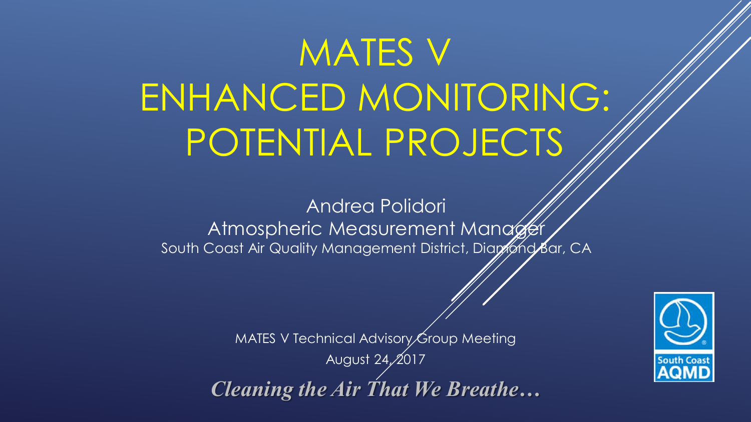# MATES V ENHANCED MONITORING: POTENTIAL PROJECTS

Andrea Polidori

Atmospheric Measurement Manager

South Coast Air Quality Management District, Diamond Bar, CA

MATES V Technical Advisory Group Meeting

August 24, 2017

***Cleaning the Air That We Breathe…***

South Coast AQMD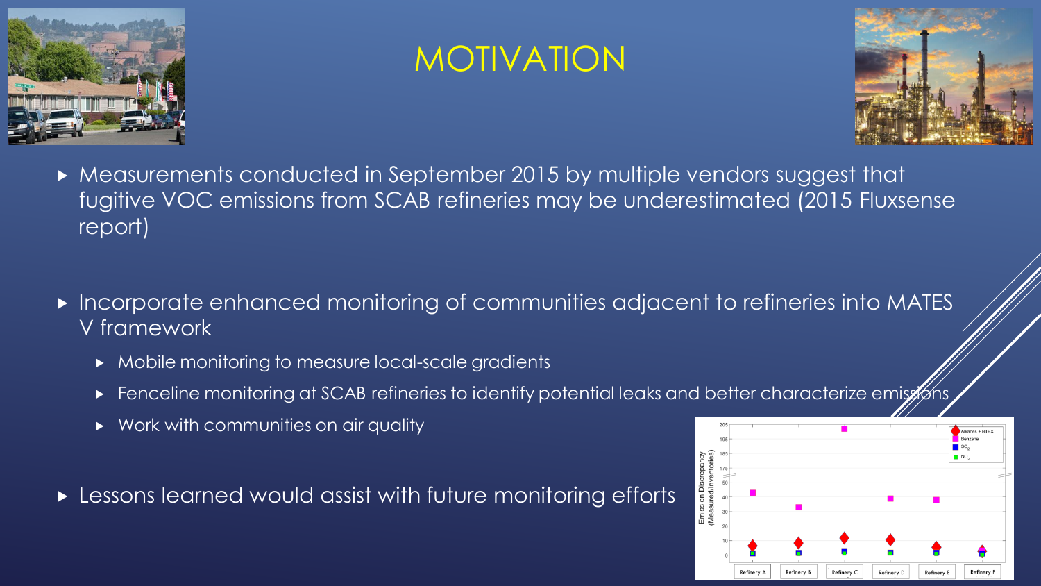# MOTIVATION

- Measurements conducted in September 2015 by multiple vendors suggest that fugitive VOC emissions from SCAB refineries may be underestimated (2015 Fluxsense report)

- Incorporate enhanced monitoring of communities adjacent to refineries into MATES V framework
  - Mobile monitoring to measure local-scale gradients
  - Fenceline monitoring at SCAB refineries to identify potential leaks and better characterize emissions
  - Work with communities on air quality

- Lessons learned would assist with future monitoring efforts

Emission Discrepancy (Measured/Inventories)

205
195
185
175
50
40
30
20
10
0

Alkanes + BTEX
Benzene
$SO_2$
$NO_2$

Refinery A
Refinery B
Refinery C
Refinery D
Refinery E
Refinery F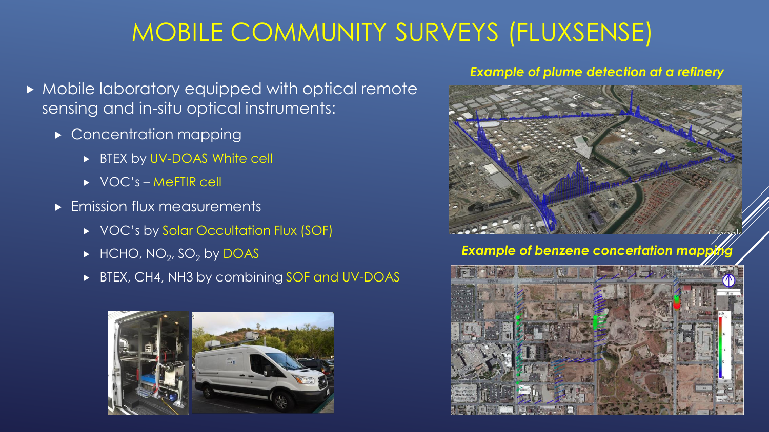# MOBILE COMMUNITY SURVEYS (FLUXSENSE)

- Mobile laboratory equipped with optical remote sensing and in-situ optical instruments:
  - Concentration mapping
    - BTEX by UV-DOAS White cell
    - VOC's – MeFTIR cell
  - Emission flux measurements
    - VOC's by Solar Occultation Flux (SOF)
    - HCHO, $NO_2$, $SO_2$ by DOAS
    - BTEX, CH4, NH3 by combining SOF and UV-DOAS

***Example of plume detection at a refinery***

***Example of benzene concertation mapping***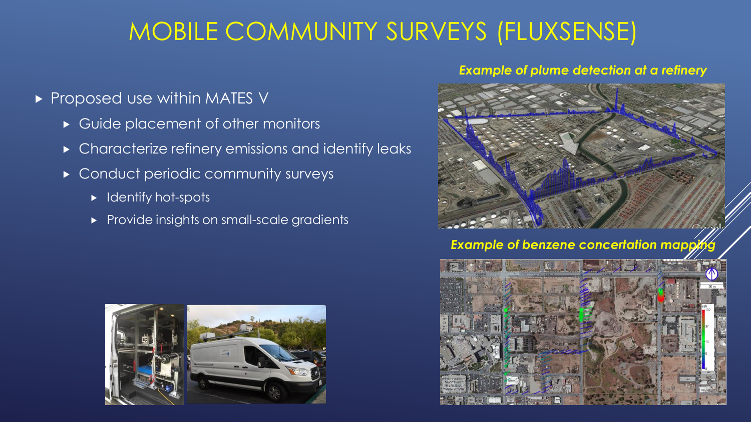# MOBILE COMMUNITY SURVEYS (FLUXSENSE)

- Proposed use within MATES V
  - Guide placement of other monitors
  - Characterize refinery emissions and identify leaks
  - Conduct periodic community surveys
    - Identify hot-spots
    - Provide insights on small-scale gradients

*Example of plume detection at a refinery*

*Example of benzene concertation mapping*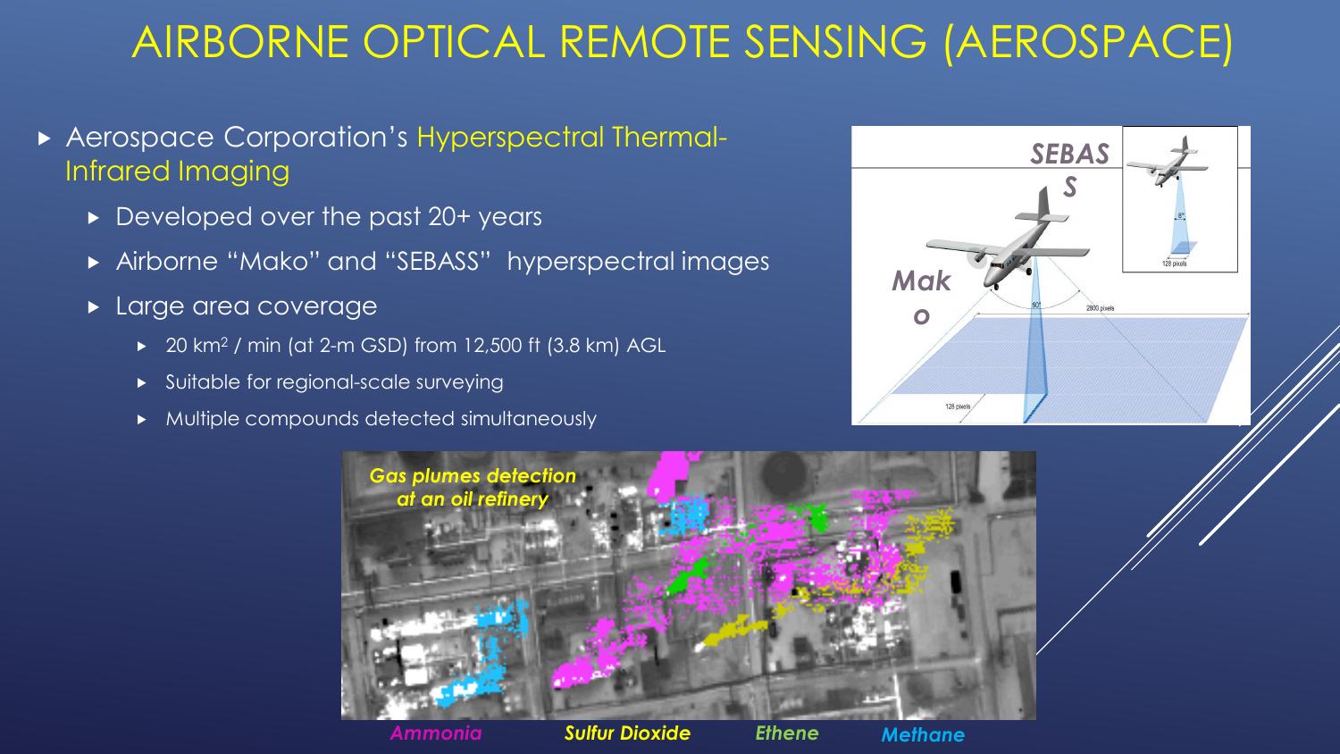# AIRBORNE OPTICAL REMOTE SENSING (AEROSPACE)

- Aerospace Corporation's Hyperspectral Thermal-Infrared Imaging
  - Developed over the past 20+ years
  - Airborne "Mako" and "SEBASS" hyperspectral images
  - Large area coverage
    - 20 $km^2$ / min (at 2-m GSD) from 12,500 ft (3.8 km) AGL
    - Suitable for regional-scale surveying
    - Multiple compounds detected simultaneously

SEBASS

Mako

128 pixels

2800 pixels

90°

6°

Gas plumes detection at an oil refinery

Ammonia Sulfur Dioxide Ethene Methane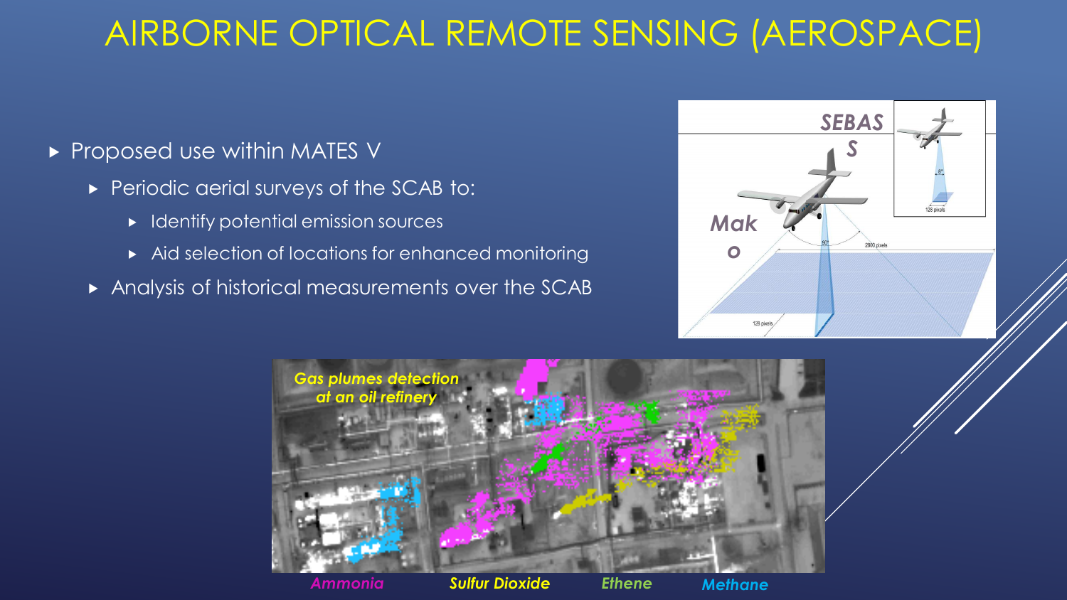# AIRBORNE OPTICAL REMOTE SENSING (AEROSPACE)

- Proposed use within MATES V
  - Periodic aerial surveys of the SCAB to:
    - Identify potential emission sources
    - Aid selection of locations for enhanced monitoring
  - Analysis of historical measurements over the SCAB

SEBASS

Mako

90°

2800 pixels

128 pixels

6°

128 pixels

Gas plumes detection at an oil refinery

Ammonia

Sulfur Dioxide

Ethene

Methane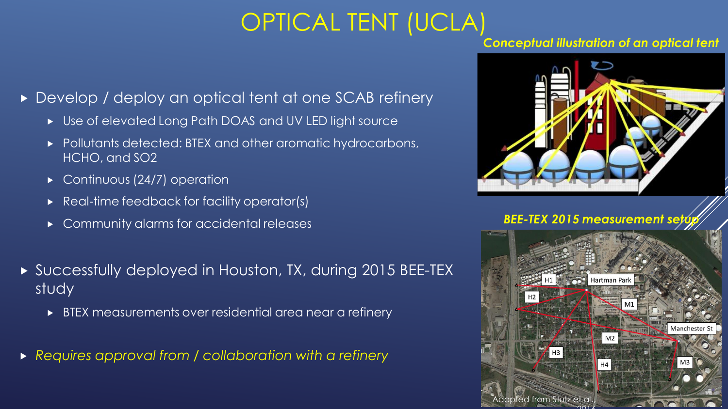# OPTICAL TENT (UCLA)

- Develop / deploy an optical tent at one SCAB refinery
  - Use of elevated Long Path DOAS and UV LED light source
  - Pollutants detected: BTEX and other aromatic hydrocarbons, HCHO, and $SO_2$
  - Continuous (24/7) operation
  - Real-time feedback for facility operator(s)
  - Community alarms for accidental releases
- Successfully deployed in Houston, TX, during 2015 BEE-TEX study
  - BTEX measurements over residential area near a refinery
- *Requires approval from / collaboration with a refinery*

***Conceptual illustration of an optical tent***

***BEE-TEX 2015 measurement setup***

H1
Hartman Park
H2
M1
Manchester St
M2
H3
H4
M3

Adapted from Stutz et al., 2016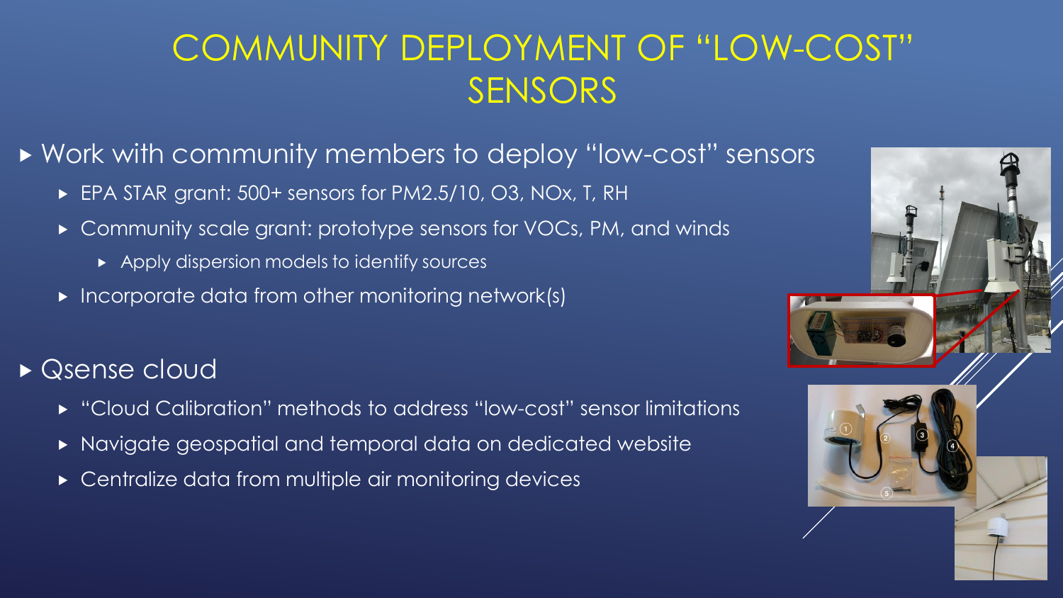# COMMUNITY DEPLOYMENT OF "LOW-COST" SENSORS

- Work with community members to deploy "low-cost" sensors
  - EPA STAR grant: 500+ sensors for PM2.5/10, O3, NOx, T, RH
  - Community scale grant: prototype sensors for VOCs, PM, and winds
    - Apply dispersion models to identify sources
  - Incorporate data from other monitoring network(s)

- Qsense cloud
  - "Cloud Calibration" methods to address "low-cost" sensor limitations
  - Navigate geospatial and temporal data on dedicated website
  - Centralize data from multiple air monitoring devices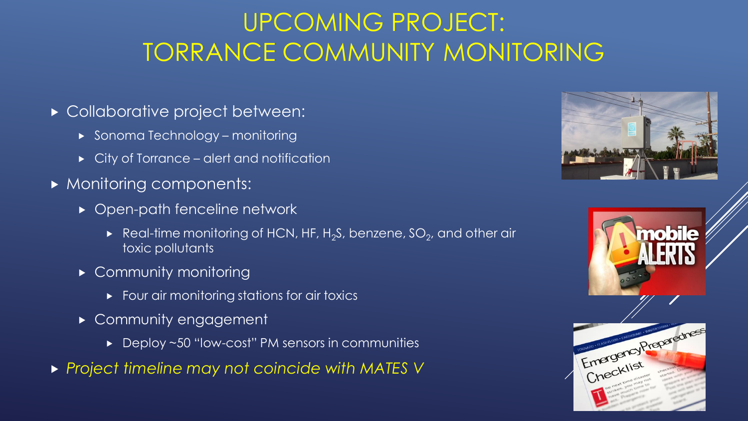# UPCOMING PROJECT: TORRANCE COMMUNITY MONITORING

- Collaborative project between:
  - Sonoma Technology – monitoring
  - City of Torrance – alert and notification
- Monitoring components:
  - Open-path fenceline network
    - Real-time monitoring of HCN, HF, $H_2S$, benzene, $SO_2$, and other air toxic pollutants
  - Community monitoring
    - Four air monitoring stations for air toxics
  - Community engagement
    - Deploy ~50 "low-cost" PM sensors in communities
- *Project timeline may not coincide with MATES V*